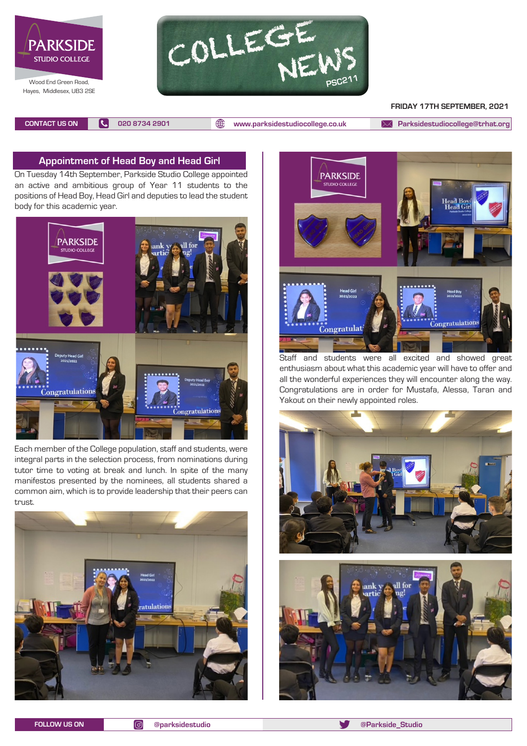PARKSIDE STUDIO COLLEGE

Wood End Green Road,
Hayes, Middlesex, UB3 2SE

# COLLEGE NEWS

PSC211

FRIDAY 17TH SEPTEMBER, 2021

CONTACT US ON | 020 8734 2901 | www.parksidestudiocollege.co.uk | Parksidestudiocollege@trhat.org

## Appointment of Head Boy and Head Girl

On Tuesday 14th September, Parkside Studio College appointed an active and ambitious group of Year 11 students to the positions of Head Boy, Head Girl and deputies to lead the student body for this academic year.

Each member of the College population, staff and students, were integral parts in the selection process, from nominations during tutor time to voting at break and lunch. In spite of the many manifestos presented by the nominees, all students shared a common aim, which is to provide leadership that their peers can trust.

Staff and students were all excited and showed great enthusiasm about what this academic year will have to offer and all the wonderful experiences they will encounter along the way. Congratulations are in order for Mustafa, Alessa, Taran and Yakout on their newly appointed roles.

FOLLOW US ON @parksidestudio @Parkside_Studio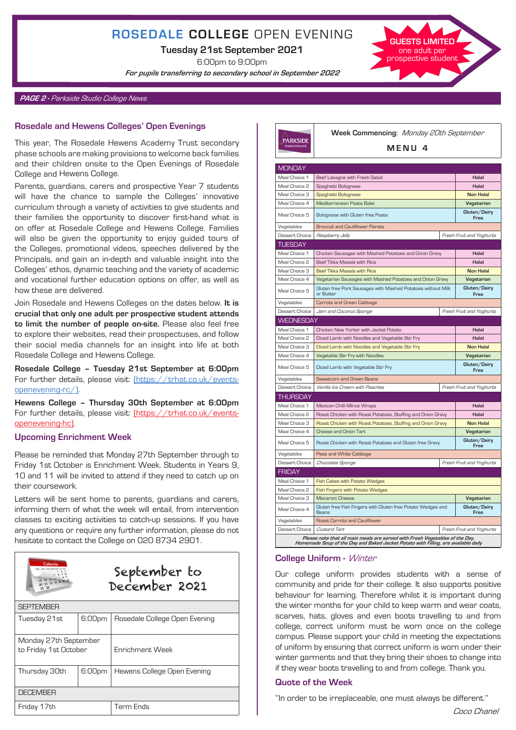# ROSEDALE COLLEGE OPEN EVENING

**Tuesday 21st September 2021**

6:00pm to 9:00pm

***For pupils transferring to secondary school in September 2022***

**GUESTS LIMITED** one adult per prospective student

***PAGE 2*** *- Parkside Studio College News*

## Rosedale and Hewens Colleges' Open Evenings

This year, The Rosedale Hewens Academy Trust secondary phase schools are making provisions to welcome back families and their children onsite to the Open Evenings of Rosedale College and Hewens College.

Parents, guardians, carers and prospective Year 7 students will have the chance to sample the Colleges' innovative curriculum through a variety of activities to give students and their families the opportunity to discover first-hand what is on offer at Rosedale College and Hewens College. Families will also be given the opportunity to enjoy guided tours of the Colleges, promotional videos, speeches delivered by the Principals, and gain an in-depth and valuable insight into the Colleges' ethos, dynamic teaching and the variety of academic and vocational further education options on offer, as well as how these are delivered.

Join Rosedale and Hewens Colleges on the dates below. **It is crucial that only one adult per prospective student attends to limit the number of people on-site.** Please also feel free to explore their websites, read their prospectuses, and follow their social media channels for an insight into life at both Rosedale College and Hewens College.

**Rosedale College – Tuesday 21st September at 6:00pm**
For further details, please visit: [https://trhat.co.uk/events-openevening-rc/].

**Hewens College – Thursday 30th September at 6:00pm**
For further details, please visit: [https://trhat.co.uk/events-openevening-hc].

## Upcoming Enrichment Week

Please be reminded that Monday 27th September through to Friday 1st October is Enrichment Week. Students in Years 9, 10 and 11 will be invited to attend if they need to catch up on their coursework.

Letters will be sent home to parents, guardians and carers, informing them of what the week will entail, from intervention classes to exciting activities to catch-up sessions. If you have any questions or require any further information, please do not hesitate to contact the College on 020 8734 2901.

## September to December 2021

| | | |
|---|---|---|
| SEPTEMBER | | |
| Tuesday 21st | 6:00pm | Rosedale College Open Evening |
| Monday 27th September to Friday 1st October | | Enrichment Week |
| Thursday 30th | 6:00pm | Hewens College Open Evening |
| DECEMBER | | |
| Friday 17th | | Term Ends |

**PARKSIDE** STUDIO COLLEGE

**Week Commencing:** *Monday 20th September*

**MENU 4**

| | | |
|---|---|---|
| **MONDAY** | | |
| Meal Choice 1 | Beef Lasagne with Fresh Salad | Halal |
| Meal Choice 2 | Spaghetti Bolognese | Halal |
| Meal Choice 3 | Spaghetti Bolognese | Non Halal |
| Meal Choice 4 | Mediterranean Pasta Bake | Vegetarian |
| Meal Choice 5 | Bolognese with Gluten free Pasta | Gluten/Dairy Free |
| Vegetables | Broccoli and Cauliflower Florets | |
| Dessert Choice | *Raspberry Jelly* | *Fresh Fruit and Yoghurts* |
| **TUESDAY** | | |
| Meal Choice 1 | Chicken Sausages with Mashed Potatoes and Onion Gravy | Halal |
| Meal Choice 2 | Beef Tikka Masala with Rice | Halal |
| Meal Choice 3 | Beef Tikka Masala with Rice | Non Halal |
| Meal Choice 4 | Vegetarian Sausages with Mashed Potatoes and Onion Gravy | Vegetarian |
| Meal Choice 5 | Gluten free Pork Sausages with Mashed Potatoes without Milk or Butter | Gluten/Dairy Free |
| Vegetables | Carrots and Green Cabbage | |
| Dessert Choice | *Jam and Coconut Sponge* | *Fresh Fruit and Yoghurts* |
| **WEDNESDAY** | | |
| Meal Choice 1 | Chicken New Yorker with Jacket Potato | Halal |
| Meal Choice 2 | Diced Lamb with Noodles and Vegetable Stir Fry | Halal |
| Meal Choice 3 | Diced Lamb with Noodles and Vegetable Stir Fry | Non Halal |
| Meal Choice 4 | Vegetable Stir Fry with Noodles | Vegetarian |
| Meal Choice 5 | Diced Lamb with Vegetable Stir Fry | Gluten/Dairy Free |
| Vegetables | Sweetcorn and Green Beans | |
| Dessert Choice | *Vanilla Ice Cream with Peaches* | *Fresh Fruit and Yoghurts* |
| **THURSDAY** | | |
| Meal Choice 1 | Mexican Chilli Mince Wraps | Halal |
| Meal Choice 2 | Roast Chicken with Roast Potatoes, Stuffing and Onion Gravy | Halal |
| Meal Choice 3 | Roast Chicken with Roast Potatoes, Stuffing and Onion Gravy | Non Halal |
| Meal Choice 4 | Cheese and Onion Tart | Vegetarian |
| Meal Choice 5 | Roast Chicken with Roast Potatoes and Gluten free Gravy | Gluten/Dairy Free |
| Vegetables | Peas and White Cabbage | |
| Dessert Choice | *Chocolate Sponge* | *Fresh Fruit and Yoghurts* |
| **FRIDAY** | | |
| Meal Choice 1 | Fish Cakes with Potato Wedges | |
| Meal Choice 2 | Fish Fingers with Potato Wedges | |
| Meal Choice 3 | Macaroni Cheese | Vegetarian |
| Meal Choice 4 | Gluten free Fish Fingers with Gluten free Potato Wedges and Beans | Gluten/Dairy Free |
| Vegetables | Roast Carrots and Cauliflower | |
| Dessert Choice | *Custard Tart* | *Fresh Fruit and Yoghurts* |

*Please note that all main meals are served with Fresh Vegetables of the Day. Homemade Soup of the Day and Baked Jacket Potato with Filling, are available daily*

## College Uniform - *Winter*

Our college uniform provides students with a sense of community and pride for their college. It also supports positive behaviour for learning. Therefore whilst it is important during the winter months for your child to keep warm and wear coats, scarves, hats, gloves and even boots travelling to and from college, correct uniform must be worn once on the college campus. Please support your child in meeting the expectations of uniform by ensuring that correct uniform is worn under their winter garments and that they bring their shoes to change into if they wear boots travelling to and from college. Thank you.

## Quote of the Week

"In order to be irreplaceable, one must always be different."

*Coco Chanel*